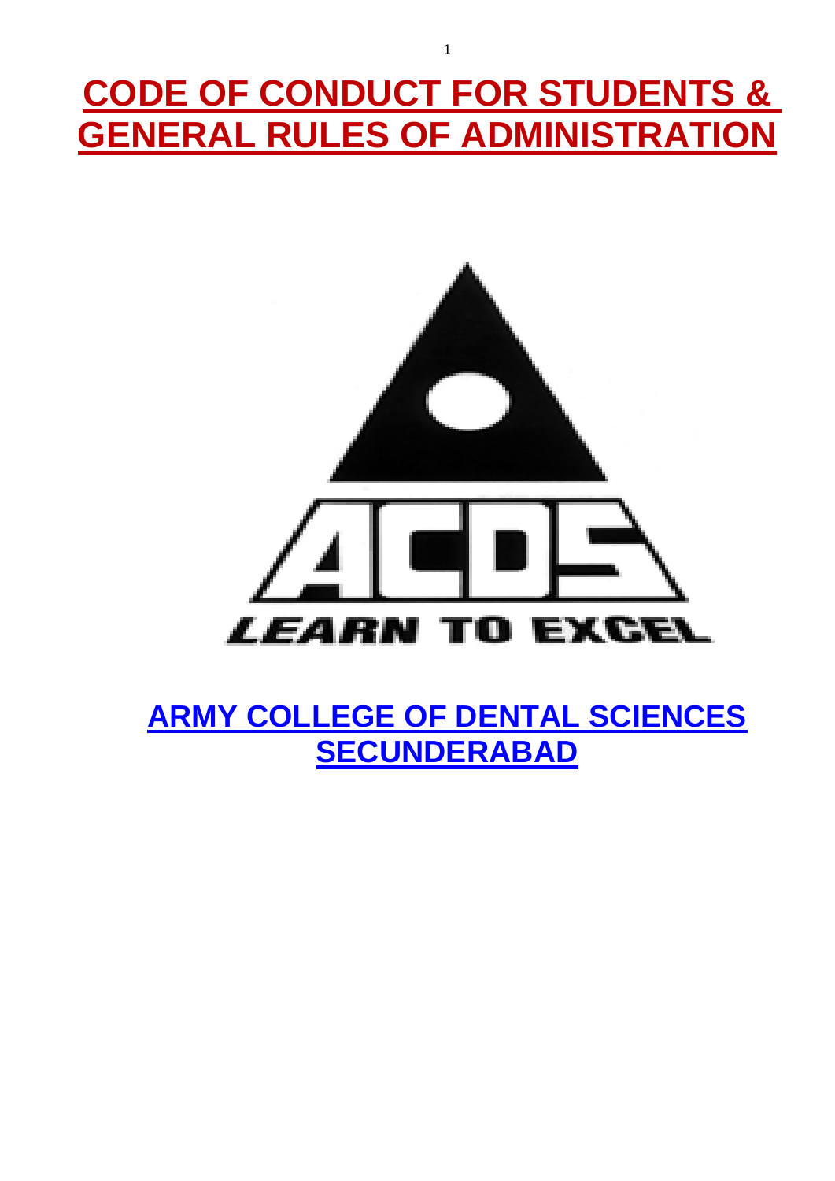# CODE OF CONDUCT FOR STUDENTS & GENERAL RULES OF ADMINISTRATION

ACDS

LEARN TO EXCEL

## ARMY COLLEGE OF DENTAL SCIENCES SECUNDERABAD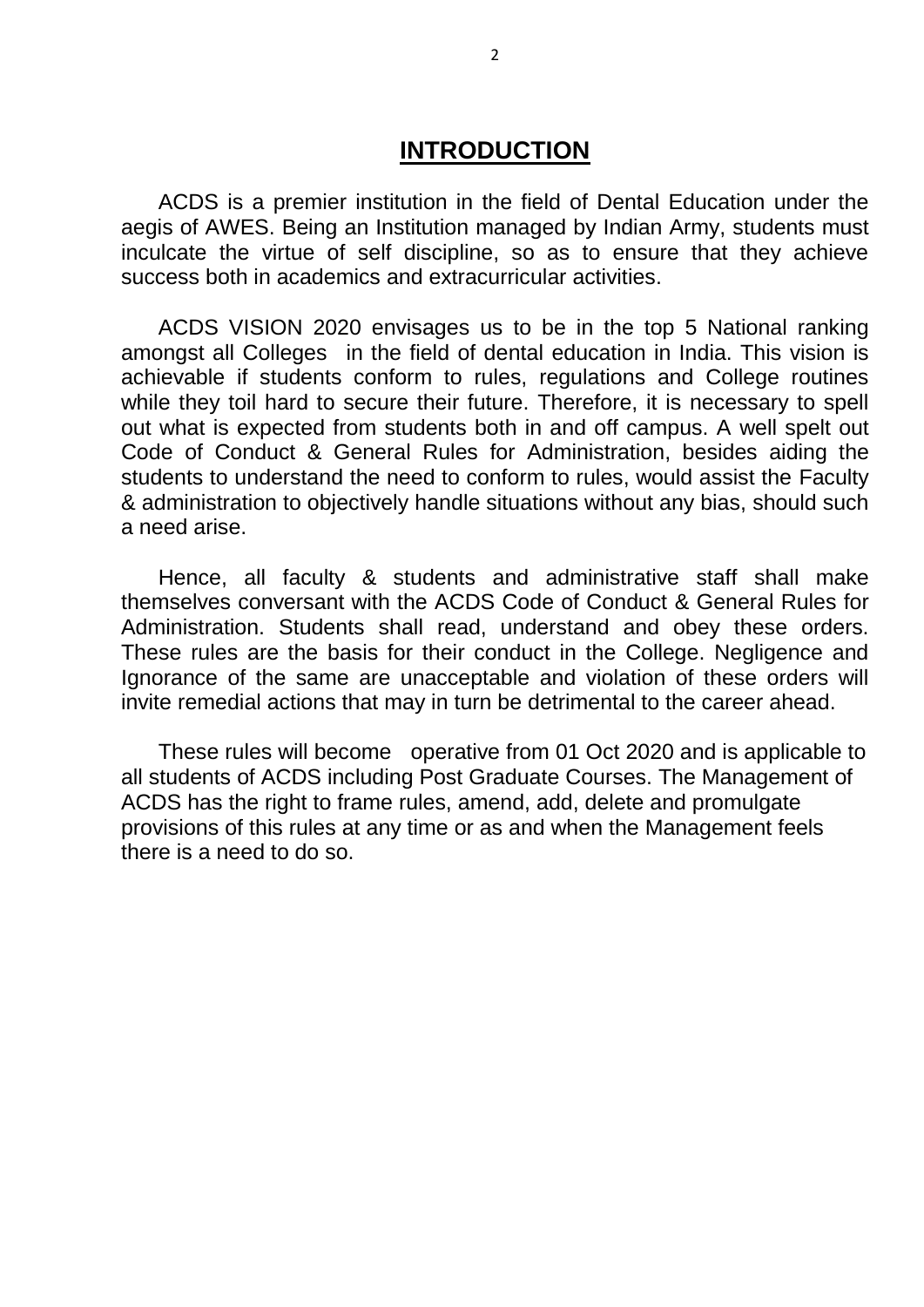# INTRODUCTION

ACDS is a premier institution in the field of Dental Education under the aegis of AWES. Being an Institution managed by Indian Army, students must inculcate the virtue of self discipline, so as to ensure that they achieve success both in academics and extracurricular activities.

ACDS VISION 2020 envisages us to be in the top 5 National ranking amongst all Colleges in the field of dental education in India. This vision is achievable if students conform to rules, regulations and College routines while they toil hard to secure their future. Therefore, it is necessary to spell out what is expected from students both in and off campus. A well spelt out Code of Conduct & General Rules for Administration, besides aiding the students to understand the need to conform to rules, would assist the Faculty & administration to objectively handle situations without any bias, should such a need arise.

Hence, all faculty & students and administrative staff shall make themselves conversant with the ACDS Code of Conduct & General Rules for Administration. Students shall read, understand and obey these orders. These rules are the basis for their conduct in the College. Negligence and Ignorance of the same are unacceptable and violation of these orders will invite remedial actions that may in turn be detrimental to the career ahead.

These rules will become operative from 01 Oct 2020 and is applicable to all students of ACDS including Post Graduate Courses. The Management of ACDS has the right to frame rules, amend, add, delete and promulgate provisions of this rules at any time or as and when the Management feels there is a need to do so.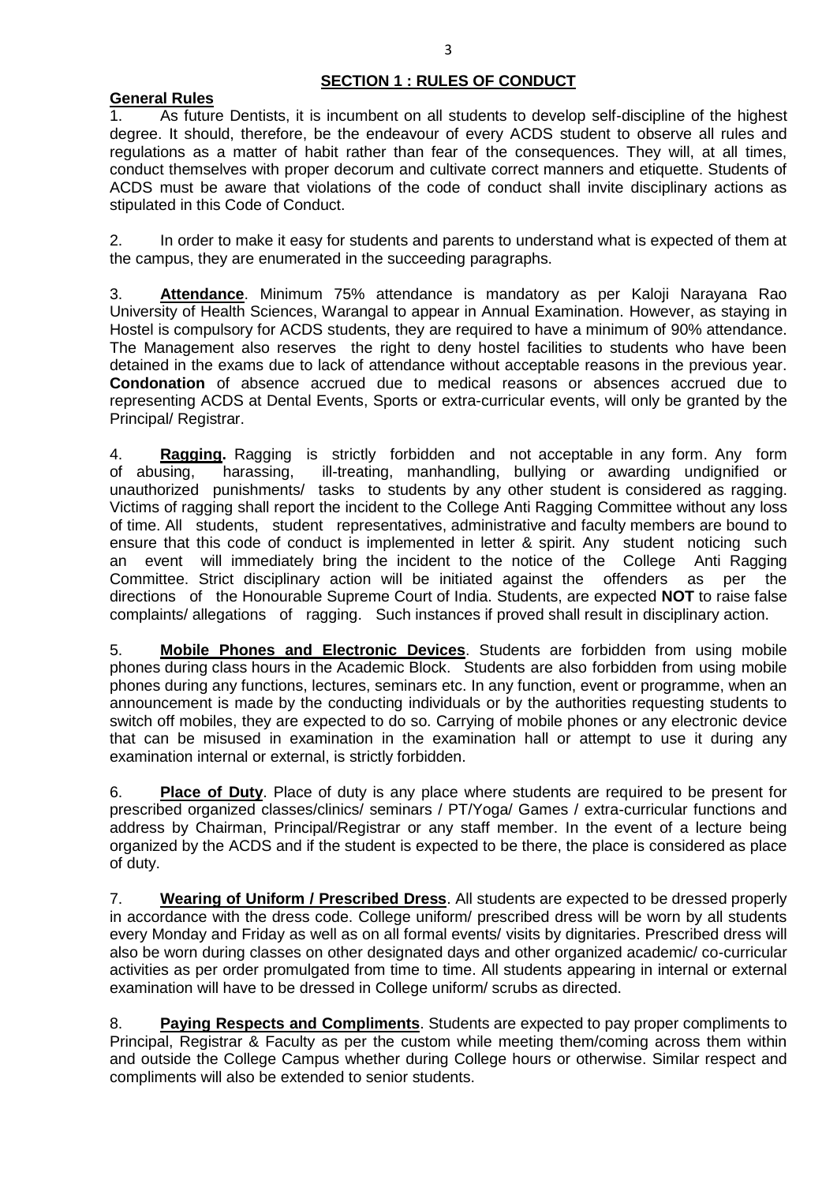## SECTION 1 : RULES OF CONDUCT

**General Rules**

1. As future Dentists, it is incumbent on all students to develop self-discipline of the highest degree. It should, therefore, be the endeavour of every ACDS student to observe all rules and regulations as a matter of habit rather than fear of the consequences. They will, at all times, conduct themselves with proper decorum and cultivate correct manners and etiquette. Students of ACDS must be aware that violations of the code of conduct shall invite disciplinary actions as stipulated in this Code of Conduct.

2. In order to make it easy for students and parents to understand what is expected of them at the campus, they are enumerated in the succeeding paragraphs.

3. **Attendance**. Minimum 75% attendance is mandatory as per Kaloji Narayana Rao University of Health Sciences, Warangal to appear in Annual Examination. However, as staying in Hostel is compulsory for ACDS students, they are required to have a minimum of 90% attendance. The Management also reserves the right to deny hostel facilities to students who have been detained in the exams due to lack of attendance without acceptable reasons in the previous year. **Condonation** of absence accrued due to medical reasons or absences accrued due to representing ACDS at Dental Events, Sports or extra-curricular events, will only be granted by the Principal/ Registrar.

4. **Ragging.** Ragging is strictly forbidden and not acceptable in any form. Any form of abusing, harassing, ill-treating, manhandling, bullying or awarding undignified or unauthorized punishments/ tasks to students by any other student is considered as ragging. Victims of ragging shall report the incident to the College Anti Ragging Committee without any loss of time. All students, student representatives, administrative and faculty members are bound to ensure that this code of conduct is implemented in letter & spirit. Any student noticing such an event will immediately bring the incident to the notice of the College Anti Ragging Committee. Strict disciplinary action will be initiated against the offenders as per the directions of the Honourable Supreme Court of India. Students, are expected **NOT** to raise false complaints/ allegations of ragging. Such instances if proved shall result in disciplinary action.

5. **Mobile Phones and Electronic Devices**. Students are forbidden from using mobile phones during class hours in the Academic Block. Students are also forbidden from using mobile phones during any functions, lectures, seminars etc. In any function, event or programme, when an announcement is made by the conducting individuals or by the authorities requesting students to switch off mobiles, they are expected to do so. Carrying of mobile phones or any electronic device that can be misused in examination in the examination hall or attempt to use it during any examination internal or external, is strictly forbidden.

6. **Place of Duty**. Place of duty is any place where students are required to be present for prescribed organized classes/clinics/ seminars / PT/Yoga/ Games / extra-curricular functions and address by Chairman, Principal/Registrar or any staff member. In the event of a lecture being organized by the ACDS and if the student is expected to be there, the place is considered as place of duty.

7. **Wearing of Uniform / Prescribed Dress**. All students are expected to be dressed properly in accordance with the dress code. College uniform/ prescribed dress will be worn by all students every Monday and Friday as well as on all formal events/ visits by dignitaries. Prescribed dress will also be worn during classes on other designated days and other organized academic/ co-curricular activities as per order promulgated from time to time. All students appearing in internal or external examination will have to be dressed in College uniform/ scrubs as directed.

8. **Paying Respects and Compliments**. Students are expected to pay proper compliments to Principal, Registrar & Faculty as per the custom while meeting them/coming across them within and outside the College Campus whether during College hours or otherwise. Similar respect and compliments will also be extended to senior students.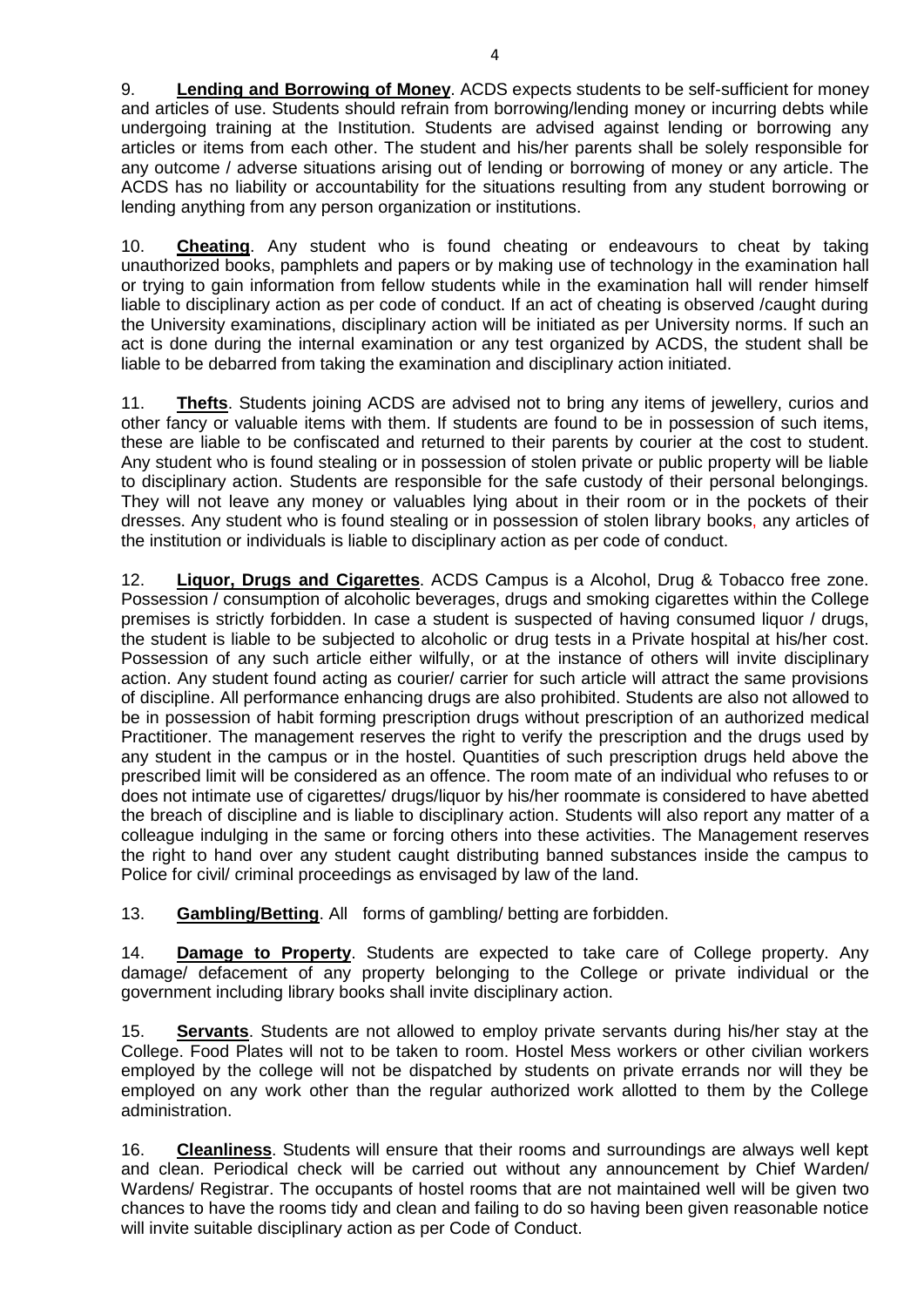9. **Lending and Borrowing of Money**. ACDS expects students to be self-sufficient for money and articles of use. Students should refrain from borrowing/lending money or incurring debts while undergoing training at the Institution. Students are advised against lending or borrowing any articles or items from each other. The student and his/her parents shall be solely responsible for any outcome / adverse situations arising out of lending or borrowing of money or any article. The ACDS has no liability or accountability for the situations resulting from any student borrowing or lending anything from any person organization or institutions.

10. **Cheating**. Any student who is found cheating or endeavours to cheat by taking unauthorized books, pamphlets and papers or by making use of technology in the examination hall or trying to gain information from fellow students while in the examination hall will render himself liable to disciplinary action as per code of conduct. If an act of cheating is observed /caught during the University examinations, disciplinary action will be initiated as per University norms. If such an act is done during the internal examination or any test organized by ACDS, the student shall be liable to be debarred from taking the examination and disciplinary action initiated.

11. **Thefts**. Students joining ACDS are advised not to bring any items of jewellery, curios and other fancy or valuable items with them. If students are found to be in possession of such items, these are liable to be confiscated and returned to their parents by courier at the cost to student. Any student who is found stealing or in possession of stolen private or public property will be liable to disciplinary action. Students are responsible for the safe custody of their personal belongings. They will not leave any money or valuables lying about in their room or in the pockets of their dresses. Any student who is found stealing or in possession of stolen library books, any articles of the institution or individuals is liable to disciplinary action as per code of conduct.

12. **Liquor, Drugs and Cigarettes**. ACDS Campus is a Alcohol, Drug & Tobacco free zone. Possession / consumption of alcoholic beverages, drugs and smoking cigarettes within the College premises is strictly forbidden. In case a student is suspected of having consumed liquor / drugs, the student is liable to be subjected to alcoholic or drug tests in a Private hospital at his/her cost. Possession of any such article either wilfully, or at the instance of others will invite disciplinary action. Any student found acting as courier/ carrier for such article will attract the same provisions of discipline. All performance enhancing drugs are also prohibited. Students are also not allowed to be in possession of habit forming prescription drugs without prescription of an authorized medical Practitioner. The management reserves the right to verify the prescription and the drugs used by any student in the campus or in the hostel. Quantities of such prescription drugs held above the prescribed limit will be considered as an offence. The room mate of an individual who refuses to or does not intimate use of cigarettes/ drugs/liquor by his/her roommate is considered to have abetted the breach of discipline and is liable to disciplinary action. Students will also report any matter of a colleague indulging in the same or forcing others into these activities. The Management reserves the right to hand over any student caught distributing banned substances inside the campus to Police for civil/ criminal proceedings as envisaged by law of the land.

13. **Gambling/Betting**. All forms of gambling/ betting are forbidden.

14. **Damage to Property**. Students are expected to take care of College property. Any damage/ defacement of any property belonging to the College or private individual or the government including library books shall invite disciplinary action.

15. **Servants**. Students are not allowed to employ private servants during his/her stay at the College. Food Plates will not to be taken to room. Hostel Mess workers or other civilian workers employed by the college will not be dispatched by students on private errands nor will they be employed on any work other than the regular authorized work allotted to them by the College administration.

16. **Cleanliness**. Students will ensure that their rooms and surroundings are always well kept and clean. Periodical check will be carried out without any announcement by Chief Warden/ Wardens/ Registrar. The occupants of hostel rooms that are not maintained well will be given two chances to have the rooms tidy and clean and failing to do so having been given reasonable notice will invite suitable disciplinary action as per Code of Conduct.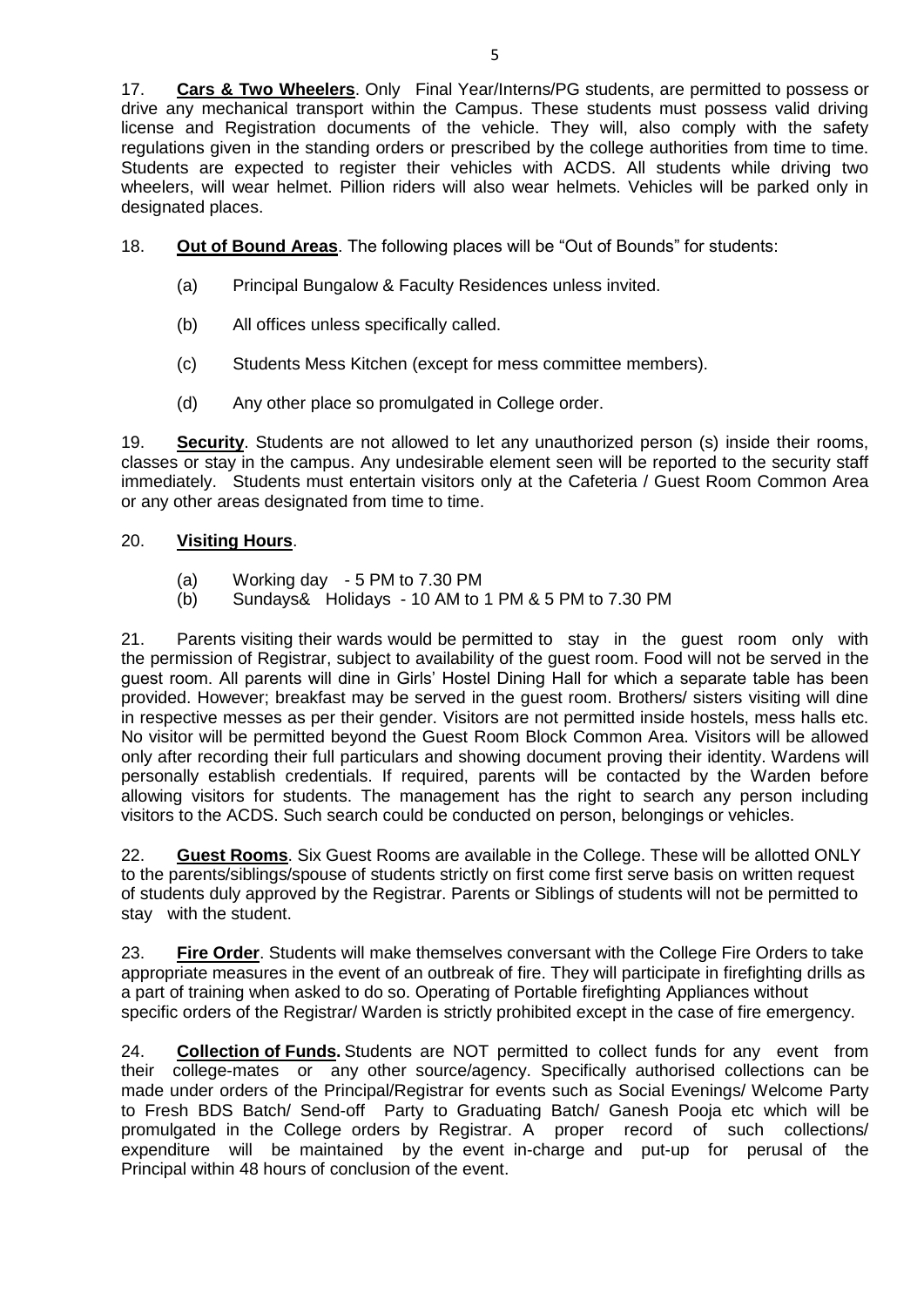17. **Cars & Two Wheelers**. Only Final Year/Interns/PG students, are permitted to possess or drive any mechanical transport within the Campus. These students must possess valid driving license and Registration documents of the vehicle. They will, also comply with the safety regulations given in the standing orders or prescribed by the college authorities from time to time. Students are expected to register their vehicles with ACDS. All students while driving two wheelers, will wear helmet. Pillion riders will also wear helmets. Vehicles will be parked only in designated places.

18. **Out of Bound Areas**. The following places will be "Out of Bounds" for students:

(a) Principal Bungalow & Faculty Residences unless invited.

(b) All offices unless specifically called.

(c) Students Mess Kitchen (except for mess committee members).

(d) Any other place so promulgated in College order.

19. **Security**. Students are not allowed to let any unauthorized person (s) inside their rooms, classes or stay in the campus. Any undesirable element seen will be reported to the security staff immediately. Students must entertain visitors only at the Cafeteria / Guest Room Common Area or any other areas designated from time to time.

20. **Visiting Hours**.

(a) Working day - 5 PM to 7.30 PM
(b) Sundays& Holidays - 10 AM to 1 PM & 5 PM to 7.30 PM

21. Parents visiting their wards would be permitted to stay in the guest room only with the permission of Registrar, subject to availability of the guest room. Food will not be served in the guest room. All parents will dine in Girls' Hostel Dining Hall for which a separate table has been provided. However; breakfast may be served in the guest room. Brothers/ sisters visiting will dine in respective messes as per their gender. Visitors are not permitted inside hostels, mess halls etc. No visitor will be permitted beyond the Guest Room Block Common Area. Visitors will be allowed only after recording their full particulars and showing document proving their identity. Wardens will personally establish credentials. If required, parents will be contacted by the Warden before allowing visitors for students. The management has the right to search any person including visitors to the ACDS. Such search could be conducted on person, belongings or vehicles.

22. **Guest Rooms**. Six Guest Rooms are available in the College. These will be allotted ONLY to the parents/siblings/spouse of students strictly on first come first serve basis on written request of students duly approved by the Registrar. Parents or Siblings of students will not be permitted to stay with the student.

23. **Fire Order**. Students will make themselves conversant with the College Fire Orders to take appropriate measures in the event of an outbreak of fire. They will participate in firefighting drills as a part of training when asked to do so. Operating of Portable firefighting Appliances without specific orders of the Registrar/ Warden is strictly prohibited except in the case of fire emergency.

24. **Collection of Funds.** Students are NOT permitted to collect funds for any event from their college-mates or any other source/agency. Specifically authorised collections can be made under orders of the Principal/Registrar for events such as Social Evenings/ Welcome Party to Fresh BDS Batch/ Send-off Party to Graduating Batch/ Ganesh Pooja etc which will be promulgated in the College orders by Registrar. A proper record of such collections/ expenditure will be maintained by the event in-charge and put-up for perusal of the Principal within 48 hours of conclusion of the event.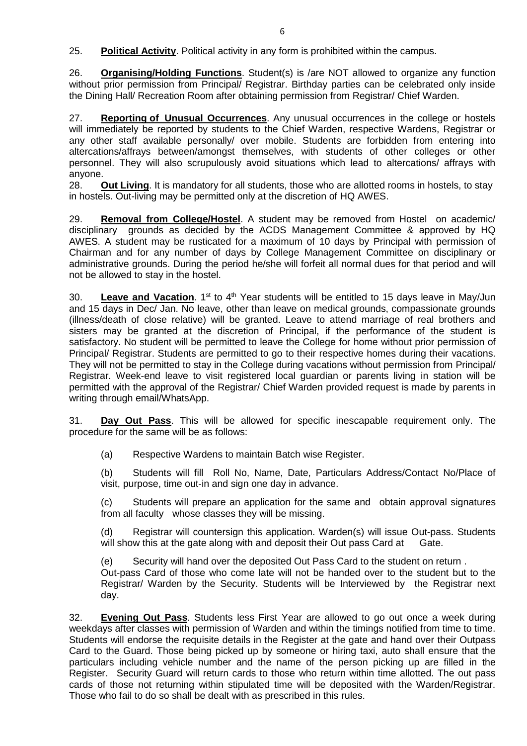25. **Political Activity**. Political activity in any form is prohibited within the campus.

26. **Organising/Holding Functions**. Student(s) is /are NOT allowed to organize any function without prior permission from Principal/ Registrar. Birthday parties can be celebrated only inside the Dining Hall/ Recreation Room after obtaining permission from Registrar/ Chief Warden.

27. **Reporting of Unusual Occurrences**. Any unusual occurrences in the college or hostels will immediately be reported by students to the Chief Warden, respective Wardens, Registrar or any other staff available personally/ over mobile. Students are forbidden from entering into altercations/affrays between/amongst themselves, with students of other colleges or other personnel. They will also scrupulously avoid situations which lead to altercations/ affrays with anyone.

28. **Out Living**. It is mandatory for all students, those who are allotted rooms in hostels, to stay in hostels. Out-living may be permitted only at the discretion of HQ AWES.

29. **Removal from College/Hostel**. A student may be removed from Hostel on academic/ disciplinary grounds as decided by the ACDS Management Committee & approved by HQ AWES. A student may be rusticated for a maximum of 10 days by Principal with permission of Chairman and for any number of days by College Management Committee on disciplinary or administrative grounds. During the period he/she will forfeit all normal dues for that period and will not be allowed to stay in the hostel.

30. **Leave and Vacation**. 1st to 4th Year students will be entitled to 15 days leave in May/Jun and 15 days in Dec/ Jan. No leave, other than leave on medical grounds, compassionate grounds (illness/death of close relative) will be granted. Leave to attend marriage of real brothers and sisters may be granted at the discretion of Principal, if the performance of the student is satisfactory. No student will be permitted to leave the College for home without prior permission of Principal/ Registrar. Students are permitted to go to their respective homes during their vacations. They will not be permitted to stay in the College during vacations without permission from Principal/ Registrar. Week-end leave to visit registered local guardian or parents living in station will be permitted with the approval of the Registrar/ Chief Warden provided request is made by parents in writing through email/WhatsApp.

31. **Day Out Pass**. This will be allowed for specific inescapable requirement only. The procedure for the same will be as follows:

(a) Respective Wardens to maintain Batch wise Register.

(b) Students will fill Roll No, Name, Date, Particulars Address/Contact No/Place of visit, purpose, time out-in and sign one day in advance.

(c) Students will prepare an application for the same and obtain approval signatures from all faculty whose classes they will be missing.

(d) Registrar will countersign this application. Warden(s) will issue Out-pass. Students will show this at the gate along with and deposit their Out pass Card at Gate.

(e) Security will hand over the deposited Out Pass Card to the student on return . Out-pass Card of those who come late will not be handed over to the student but to the Registrar/ Warden by the Security. Students will be Interviewed by the Registrar next day.

32. **Evening Out Pass**. Students less First Year are allowed to go out once a week during weekdays after classes with permission of Warden and within the timings notified from time to time. Students will endorse the requisite details in the Register at the gate and hand over their Outpass Card to the Guard. Those being picked up by someone or hiring taxi, auto shall ensure that the particulars including vehicle number and the name of the person picking up are filled in the Register. Security Guard will return cards to those who return within time allotted. The out pass cards of those not returning within stipulated time will be deposited with the Warden/Registrar. Those who fail to do so shall be dealt with as prescribed in this rules.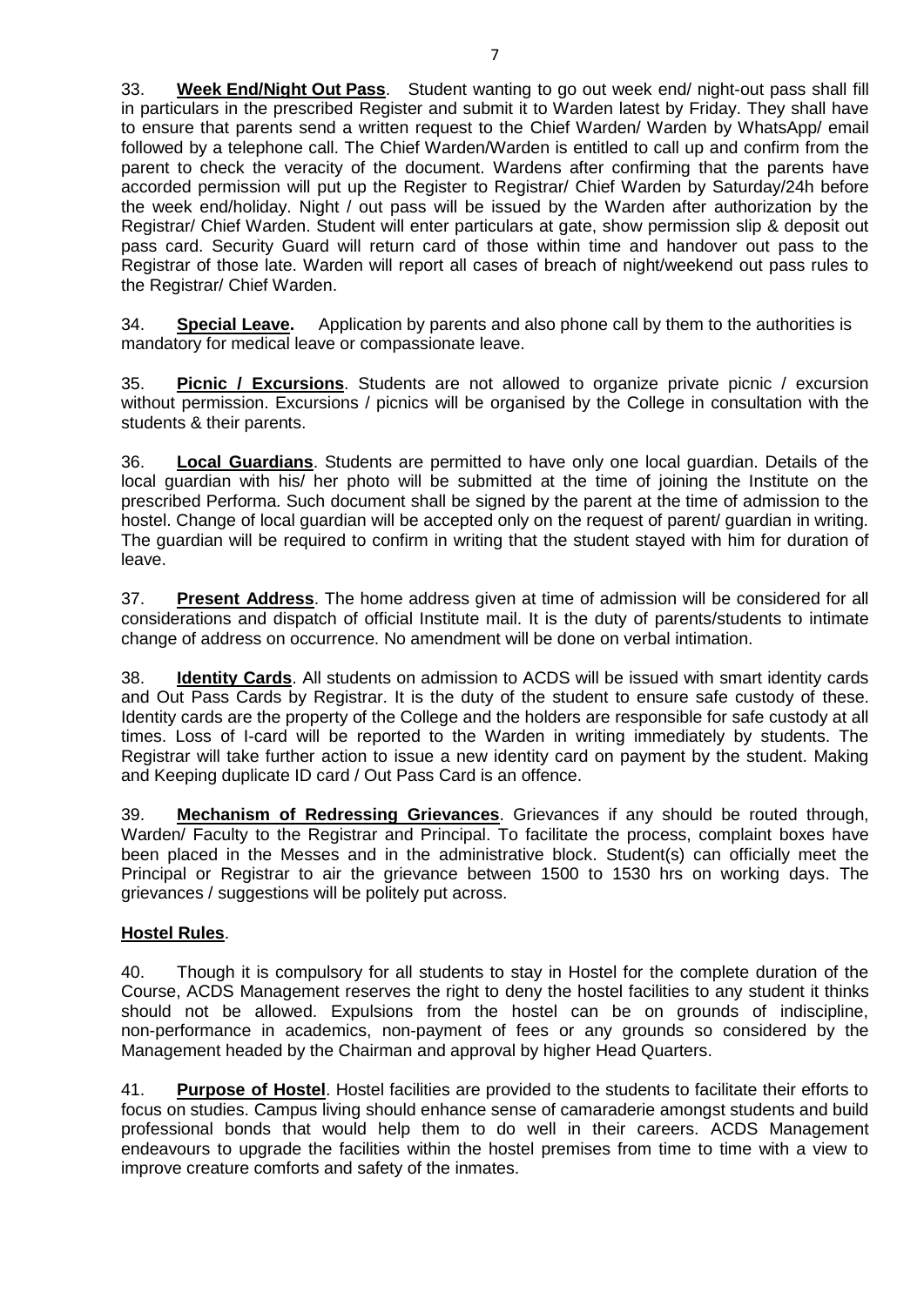33. **Week End/Night Out Pass**. Student wanting to go out week end/ night-out pass shall fill in particulars in the prescribed Register and submit it to Warden latest by Friday. They shall have to ensure that parents send a written request to the Chief Warden/ Warden by WhatsApp/ email followed by a telephone call. The Chief Warden/Warden is entitled to call up and confirm from the parent to check the veracity of the document. Wardens after confirming that the parents have accorded permission will put up the Register to Registrar/ Chief Warden by Saturday/24h before the week end/holiday. Night / out pass will be issued by the Warden after authorization by the Registrar/ Chief Warden. Student will enter particulars at gate, show permission slip & deposit out pass card. Security Guard will return card of those within time and handover out pass to the Registrar of those late. Warden will report all cases of breach of night/weekend out pass rules to the Registrar/ Chief Warden.

34. **Special Leave.** Application by parents and also phone call by them to the authorities is mandatory for medical leave or compassionate leave.

35. **Picnic / Excursions**. Students are not allowed to organize private picnic / excursion without permission. Excursions / picnics will be organised by the College in consultation with the students & their parents.

36. **Local Guardians**. Students are permitted to have only one local guardian. Details of the local guardian with his/ her photo will be submitted at the time of joining the Institute on the prescribed Performa. Such document shall be signed by the parent at the time of admission to the hostel. Change of local guardian will be accepted only on the request of parent/ guardian in writing. The guardian will be required to confirm in writing that the student stayed with him for duration of leave.

37. **Present Address**. The home address given at time of admission will be considered for all considerations and dispatch of official Institute mail. It is the duty of parents/students to intimate change of address on occurrence. No amendment will be done on verbal intimation.

38. **Identity Cards**. All students on admission to ACDS will be issued with smart identity cards and Out Pass Cards by Registrar. It is the duty of the student to ensure safe custody of these. Identity cards are the property of the College and the holders are responsible for safe custody at all times. Loss of I-card will be reported to the Warden in writing immediately by students. The Registrar will take further action to issue a new identity card on payment by the student. Making and Keeping duplicate ID card / Out Pass Card is an offence.

39. **Mechanism of Redressing Grievances**. Grievances if any should be routed through, Warden/ Faculty to the Registrar and Principal. To facilitate the process, complaint boxes have been placed in the Messes and in the administrative block. Student(s) can officially meet the Principal or Registrar to air the grievance between 1500 to 1530 hrs on working days. The grievances / suggestions will be politely put across.

## **Hostel Rules**.

40. Though it is compulsory for all students to stay in Hostel for the complete duration of the Course, ACDS Management reserves the right to deny the hostel facilities to any student it thinks should not be allowed. Expulsions from the hostel can be on grounds of indiscipline, non-performance in academics, non-payment of fees or any grounds so considered by the Management headed by the Chairman and approval by higher Head Quarters.

41. **Purpose of Hostel**. Hostel facilities are provided to the students to facilitate their efforts to focus on studies. Campus living should enhance sense of camaraderie amongst students and build professional bonds that would help them to do well in their careers. ACDS Management endeavours to upgrade the facilities within the hostel premises from time to time with a view to improve creature comforts and safety of the inmates.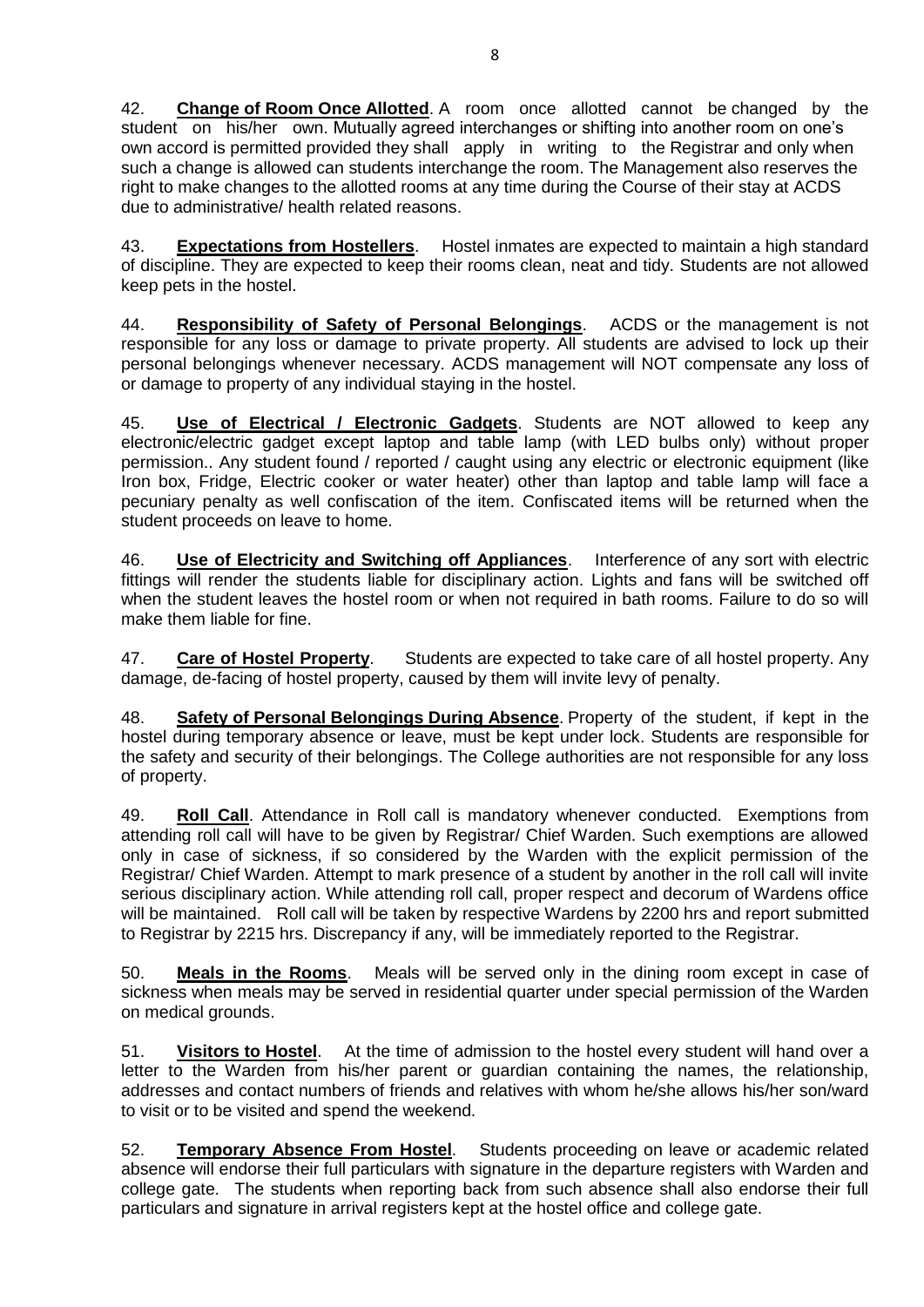42. **Change of Room Once Allotted**. A room once allotted cannot be changed by the student on his/her own. Mutually agreed interchanges or shifting into another room on one's own accord is permitted provided they shall apply in writing to the Registrar and only when such a change is allowed can students interchange the room. The Management also reserves the right to make changes to the allotted rooms at any time during the Course of their stay at ACDS due to administrative/ health related reasons.

43. **Expectations from Hostellers**. Hostel inmates are expected to maintain a high standard of discipline. They are expected to keep their rooms clean, neat and tidy. Students are not allowed keep pets in the hostel.

44. **Responsibility of Safety of Personal Belongings**. ACDS or the management is not responsible for any loss or damage to private property. All students are advised to lock up their personal belongings whenever necessary. ACDS management will NOT compensate any loss of or damage to property of any individual staying in the hostel.

45. **Use of Electrical / Electronic Gadgets**. Students are NOT allowed to keep any electronic/electric gadget except laptop and table lamp (with LED bulbs only) without proper permission.. Any student found / reported / caught using any electric or electronic equipment (like Iron box, Fridge, Electric cooker or water heater) other than laptop and table lamp will face a pecuniary penalty as well confiscation of the item. Confiscated items will be returned when the student proceeds on leave to home.

46. **Use of Electricity and Switching off Appliances**. Interference of any sort with electric fittings will render the students liable for disciplinary action. Lights and fans will be switched off when the student leaves the hostel room or when not required in bath rooms. Failure to do so will make them liable for fine.

47. **Care of Hostel Property**. Students are expected to take care of all hostel property. Any damage, de-facing of hostel property, caused by them will invite levy of penalty.

48. **Safety of Personal Belongings During Absence**. Property of the student, if kept in the hostel during temporary absence or leave, must be kept under lock. Students are responsible for the safety and security of their belongings. The College authorities are not responsible for any loss of property.

49. **Roll Call**. Attendance in Roll call is mandatory whenever conducted. Exemptions from attending roll call will have to be given by Registrar/ Chief Warden. Such exemptions are allowed only in case of sickness, if so considered by the Warden with the explicit permission of the Registrar/ Chief Warden. Attempt to mark presence of a student by another in the roll call will invite serious disciplinary action. While attending roll call, proper respect and decorum of Wardens office will be maintained. Roll call will be taken by respective Wardens by 2200 hrs and report submitted to Registrar by 2215 hrs. Discrepancy if any, will be immediately reported to the Registrar.

50. **Meals in the Rooms**. Meals will be served only in the dining room except in case of sickness when meals may be served in residential quarter under special permission of the Warden on medical grounds.

51. **Visitors to Hostel**. At the time of admission to the hostel every student will hand over a letter to the Warden from his/her parent or guardian containing the names, the relationship, addresses and contact numbers of friends and relatives with whom he/she allows his/her son/ward to visit or to be visited and spend the weekend.

52. **Temporary Absence From Hostel**. Students proceeding on leave or academic related absence will endorse their full particulars with signature in the departure registers with Warden and college gate. The students when reporting back from such absence shall also endorse their full particulars and signature in arrival registers kept at the hostel office and college gate.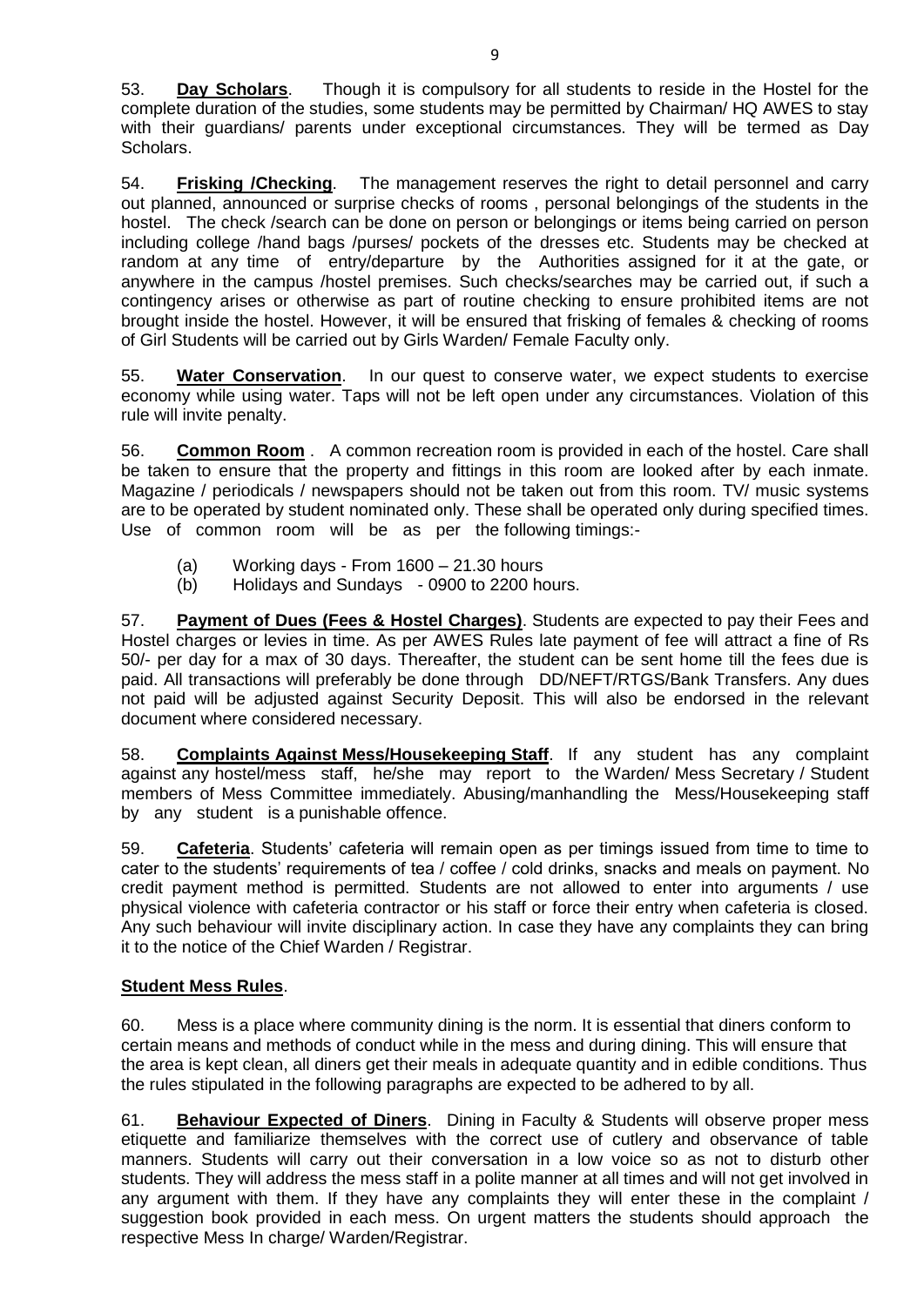53. **Day Scholars**. Though it is compulsory for all students to reside in the Hostel for the complete duration of the studies, some students may be permitted by Chairman/ HQ AWES to stay with their guardians/ parents under exceptional circumstances. They will be termed as Day Scholars.

54. **Frisking /Checking**. The management reserves the right to detail personnel and carry out planned, announced or surprise checks of rooms , personal belongings of the students in the hostel. The check /search can be done on person or belongings or items being carried on person including college /hand bags /purses/ pockets of the dresses etc. Students may be checked at random at any time of entry/departure by the Authorities assigned for it at the gate, or anywhere in the campus /hostel premises. Such checks/searches may be carried out, if such a contingency arises or otherwise as part of routine checking to ensure prohibited items are not brought inside the hostel. However, it will be ensured that frisking of females & checking of rooms of Girl Students will be carried out by Girls Warden/ Female Faculty only.

55. **Water Conservation**. In our quest to conserve water, we expect students to exercise economy while using water. Taps will not be left open under any circumstances. Violation of this rule will invite penalty.

56. **Common Room** . A common recreation room is provided in each of the hostel. Care shall be taken to ensure that the property and fittings in this room are looked after by each inmate. Magazine / periodicals / newspapers should not be taken out from this room. TV/ music systems are to be operated by student nominated only. These shall be operated only during specified times. Use of common room will be as per the following timings:-

(a) Working days - From 1600 – 21.30 hours
(b) Holidays and Sundays - 0900 to 2200 hours.

57. **Payment of Dues (Fees & Hostel Charges)**. Students are expected to pay their Fees and Hostel charges or levies in time. As per AWES Rules late payment of fee will attract a fine of Rs 50/- per day for a max of 30 days. Thereafter, the student can be sent home till the fees due is paid. All transactions will preferably be done through DD/NEFT/RTGS/Bank Transfers. Any dues not paid will be adjusted against Security Deposit. This will also be endorsed in the relevant document where considered necessary.

58. **Complaints Against Mess/Housekeeping Staff**. If any student has any complaint against any hostel/mess staff, he/she may report to the Warden/ Mess Secretary / Student members of Mess Committee immediately. Abusing/manhandling the Mess/Housekeeping staff by any student is a punishable offence.

59. **Cafeteria**. Students' cafeteria will remain open as per timings issued from time to time to cater to the students' requirements of tea / coffee / cold drinks, snacks and meals on payment. No credit payment method is permitted. Students are not allowed to enter into arguments / use physical violence with cafeteria contractor or his staff or force their entry when cafeteria is closed. Any such behaviour will invite disciplinary action. In case they have any complaints they can bring it to the notice of the Chief Warden / Registrar.

**Student Mess Rules**.

60. Mess is a place where community dining is the norm. It is essential that diners conform to certain means and methods of conduct while in the mess and during dining. This will ensure that the area is kept clean, all diners get their meals in adequate quantity and in edible conditions. Thus the rules stipulated in the following paragraphs are expected to be adhered to by all.

61. **Behaviour Expected of Diners**. Dining in Faculty & Students will observe proper mess etiquette and familiarize themselves with the correct use of cutlery and observance of table manners. Students will carry out their conversation in a low voice so as not to disturb other students. They will address the mess staff in a polite manner at all times and will not get involved in any argument with them. If they have any complaints they will enter these in the complaint / suggestion book provided in each mess. On urgent matters the students should approach the respective Mess In charge/ Warden/Registrar.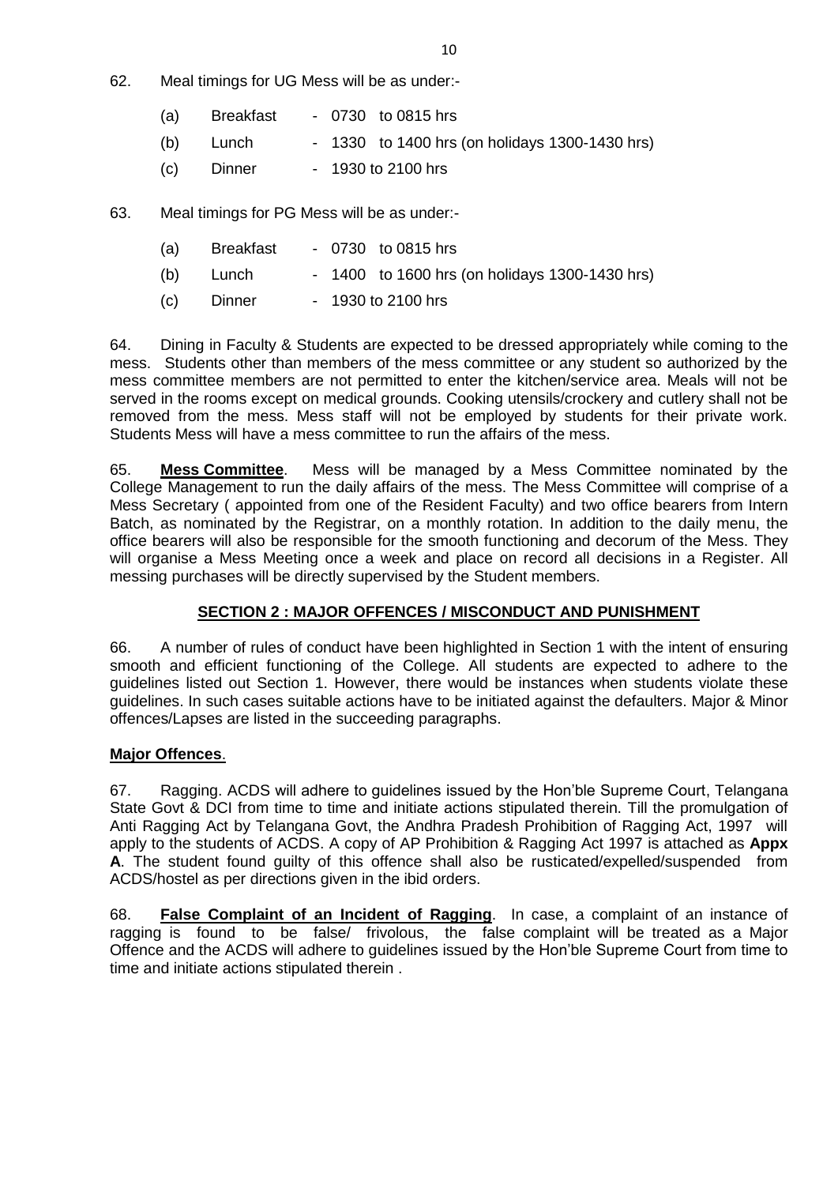62. Meal timings for UG Mess will be as under:-

(a) Breakfast - 0730 to 0815 hrs

(b) Lunch - 1330 to 1400 hrs (on holidays 1300-1430 hrs)

(c) Dinner - 1930 to 2100 hrs

63. Meal timings for PG Mess will be as under:-

(a) Breakfast - 0730 to 0815 hrs

(b) Lunch - 1400 to 1600 hrs (on holidays 1300-1430 hrs)

(c) Dinner - 1930 to 2100 hrs

64. Dining in Faculty & Students are expected to be dressed appropriately while coming to the mess. Students other than members of the mess committee or any student so authorized by the mess committee members are not permitted to enter the kitchen/service area. Meals will not be served in the rooms except on medical grounds. Cooking utensils/crockery and cutlery shall not be removed from the mess. Mess staff will not be employed by students for their private work. Students Mess will have a mess committee to run the affairs of the mess.

65. **Mess Committee**. Mess will be managed by a Mess Committee nominated by the College Management to run the daily affairs of the mess. The Mess Committee will comprise of a Mess Secretary ( appointed from one of the Resident Faculty) and two office bearers from Intern Batch, as nominated by the Registrar, on a monthly rotation. In addition to the daily menu, the office bearers will also be responsible for the smooth functioning and decorum of the Mess. They will organise a Mess Meeting once a week and place on record all decisions in a Register. All messing purchases will be directly supervised by the Student members.

## SECTION 2 : MAJOR OFFENCES / MISCONDUCT AND PUNISHMENT

66. A number of rules of conduct have been highlighted in Section 1 with the intent of ensuring smooth and efficient functioning of the College. All students are expected to adhere to the guidelines listed out Section 1. However, there would be instances when students violate these guidelines. In such cases suitable actions have to be initiated against the defaulters. Major & Minor offences/Lapses are listed in the succeeding paragraphs.

### Major Offences.

67. Ragging. ACDS will adhere to guidelines issued by the Hon'ble Supreme Court, Telangana State Govt & DCI from time to time and initiate actions stipulated therein. Till the promulgation of Anti Ragging Act by Telangana Govt, the Andhra Pradesh Prohibition of Ragging Act, 1997 will apply to the students of ACDS. A copy of AP Prohibition & Ragging Act 1997 is attached as **Appx A**. The student found guilty of this offence shall also be rusticated/expelled/suspended from ACDS/hostel as per directions given in the ibid orders.

68. **False Complaint of an Incident of Ragging**. In case, a complaint of an instance of ragging is found to be false/ frivolous, the false complaint will be treated as a Major Offence and the ACDS will adhere to guidelines issued by the Hon'ble Supreme Court from time to time and initiate actions stipulated therein .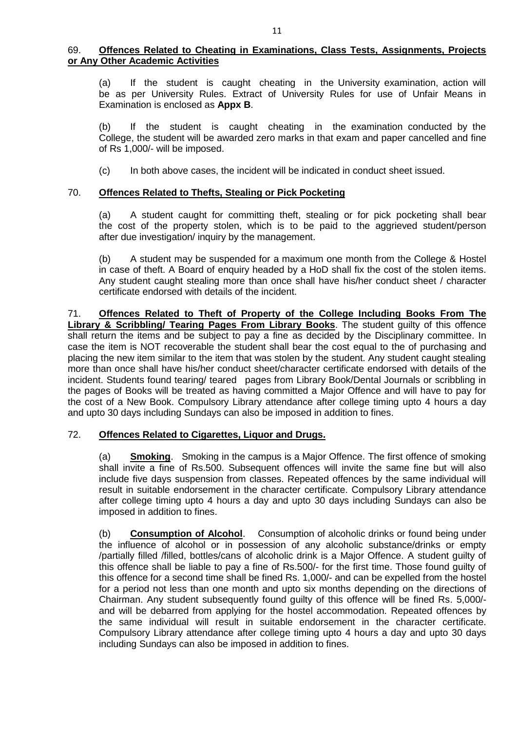69. **Offences Related to Cheating in Examinations, Class Tests, Assignments, Projects or Any Other Academic Activities**

(a) If the student is caught cheating in the University examination, action will be as per University Rules. Extract of University Rules for use of Unfair Means in Examination is enclosed as **Appx B**.

(b) If the student is caught cheating in the examination conducted by the College, the student will be awarded zero marks in that exam and paper cancelled and fine of Rs 1,000/- will be imposed.

(c) In both above cases, the incident will be indicated in conduct sheet issued.

70. **Offences Related to Thefts, Stealing or Pick Pocketing**

(a) A student caught for committing theft, stealing or for pick pocketing shall bear the cost of the property stolen, which is to be paid to the aggrieved student/person after due investigation/ inquiry by the management.

(b) A student may be suspended for a maximum one month from the College & Hostel in case of theft. A Board of enquiry headed by a HoD shall fix the cost of the stolen items. Any student caught stealing more than once shall have his/her conduct sheet / character certificate endorsed with details of the incident.

71. **Offences Related to Theft of Property of the College Including Books From The Library & Scribbling/ Tearing Pages From Library Books**. The student guilty of this offence shall return the items and be subject to pay a fine as decided by the Disciplinary committee. In case the item is NOT recoverable the student shall bear the cost equal to the of purchasing and placing the new item similar to the item that was stolen by the student. Any student caught stealing more than once shall have his/her conduct sheet/character certificate endorsed with details of the incident. Students found tearing/ teared pages from Library Book/Dental Journals or scribbling in the pages of Books will be treated as having committed a Major Offence and will have to pay for the cost of a New Book. Compulsory Library attendance after college timing upto 4 hours a day and upto 30 days including Sundays can also be imposed in addition to fines.

72. **Offences Related to Cigarettes, Liquor and Drugs.**

(a) **Smoking**. Smoking in the campus is a Major Offence. The first offence of smoking shall invite a fine of Rs.500. Subsequent offences will invite the same fine but will also include five days suspension from classes. Repeated offences by the same individual will result in suitable endorsement in the character certificate. Compulsory Library attendance after college timing upto 4 hours a day and upto 30 days including Sundays can also be imposed in addition to fines.

(b) **Consumption of Alcohol**. Consumption of alcoholic drinks or found being under the influence of alcohol or in possession of any alcoholic substance/drinks or empty /partially filled /filled, bottles/cans of alcoholic drink is a Major Offence. A student guilty of this offence shall be liable to pay a fine of Rs.500/- for the first time. Those found guilty of this offence for a second time shall be fined Rs. 1,000/- and can be expelled from the hostel for a period not less than one month and upto six months depending on the directions of Chairman. Any student subsequently found guilty of this offence will be fined Rs. 5,000/- and will be debarred from applying for the hostel accommodation. Repeated offences by the same individual will result in suitable endorsement in the character certificate. Compulsory Library attendance after college timing upto 4 hours a day and upto 30 days including Sundays can also be imposed in addition to fines.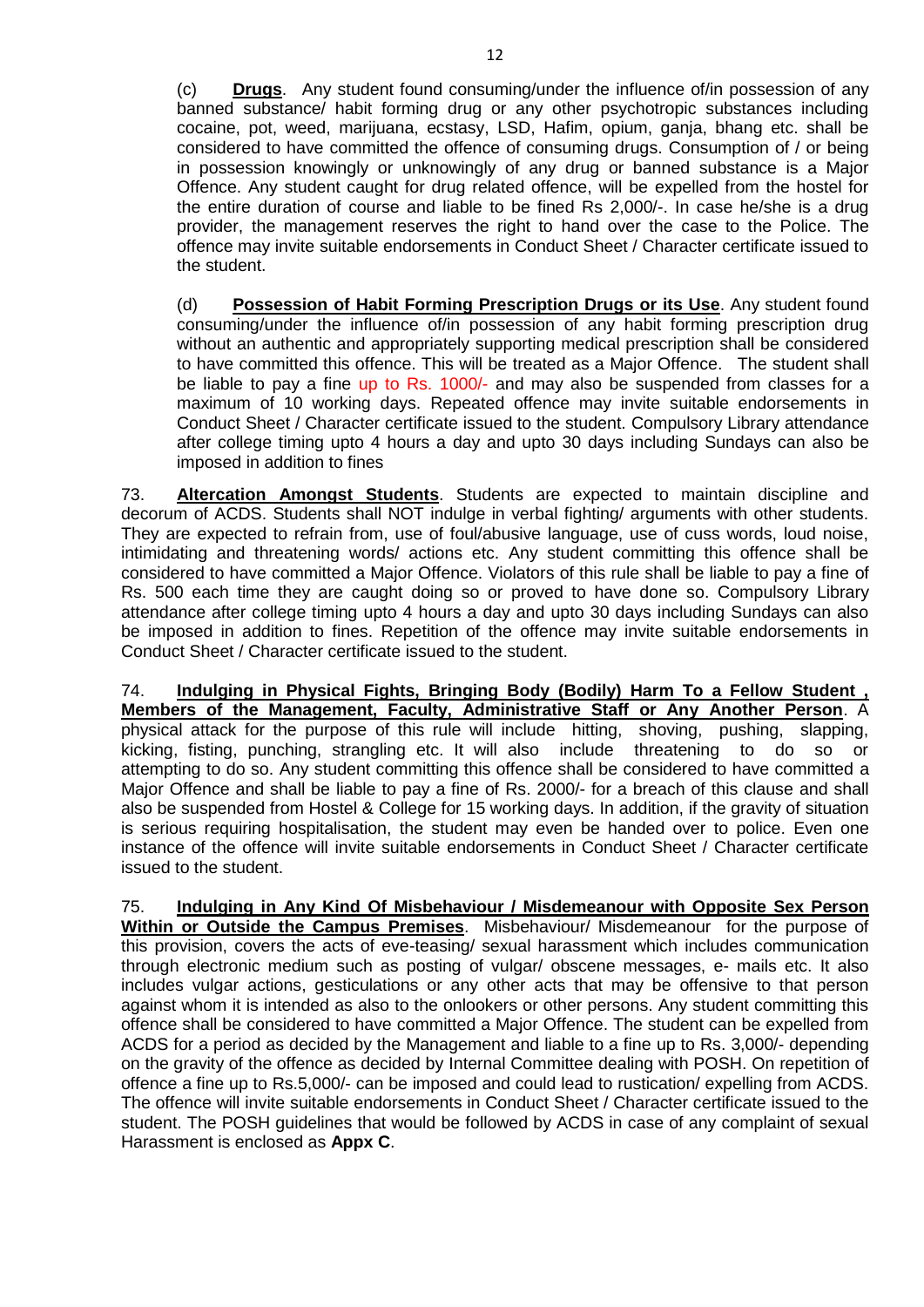(c) **<u>Drugs</u>**. Any student found consuming/under the influence of/in possession of any banned substance/ habit forming drug or any other psychotropic substances including cocaine, pot, weed, marijuana, ecstasy, LSD, Hafim, opium, ganja, bhang etc. shall be considered to have committed the offence of consuming drugs. Consumption of / or being in possession knowingly or unknowingly of any drug or banned substance is a Major Offence. Any student caught for drug related offence, will be expelled from the hostel for the entire duration of course and liable to be fined Rs 2,000/-. In case he/she is a drug provider, the management reserves the right to hand over the case to the Police. The offence may invite suitable endorsements in Conduct Sheet / Character certificate issued to the student.

(d) **<u>Possession of Habit Forming Prescription Drugs or its Use</u>**. Any student found consuming/under the influence of/in possession of any habit forming prescription drug without an authentic and appropriately supporting medical prescription shall be considered to have committed this offence. This will be treated as a Major Offence. The student shall be liable to pay a fine up to Rs. 1000/- and may also be suspended from classes for a maximum of 10 working days. Repeated offence may invite suitable endorsements in Conduct Sheet / Character certificate issued to the student. Compulsory Library attendance after college timing upto 4 hours a day and upto 30 days including Sundays can also be imposed in addition to fines

73. **<u>Altercation Amongst Students</u>**. Students are expected to maintain discipline and decorum of ACDS. Students shall NOT indulge in verbal fighting/ arguments with other students. They are expected to refrain from, use of foul/abusive language, use of cuss words, loud noise, intimidating and threatening words/ actions etc. Any student committing this offence shall be considered to have committed a Major Offence. Violators of this rule shall be liable to pay a fine of Rs. 500 each time they are caught doing so or proved to have done so. Compulsory Library attendance after college timing upto 4 hours a day and upto 30 days including Sundays can also be imposed in addition to fines. Repetition of the offence may invite suitable endorsements in Conduct Sheet / Character certificate issued to the student.

74. **<u>Indulging in Physical Fights, Bringing Body (Bodily) Harm To a Fellow Student , Members of the Management, Faculty, Administrative Staff or Any Another Person</u>**. A physical attack for the purpose of this rule will include hitting, shoving, pushing, slapping, kicking, fisting, punching, strangling etc. It will also include threatening to do so or attempting to do so. Any student committing this offence shall be considered to have committed a Major Offence and shall be liable to pay a fine of Rs. 2000/- for a breach of this clause and shall also be suspended from Hostel & College for 15 working days. In addition, if the gravity of situation is serious requiring hospitalisation, the student may even be handed over to police. Even one instance of the offence will invite suitable endorsements in Conduct Sheet / Character certificate issued to the student.

75. **<u>Indulging in Any Kind Of Misbehaviour / Misdemeanour with Opposite Sex Person Within or Outside the Campus Premises</u>**. Misbehaviour/ Misdemeanour for the purpose of this provision, covers the acts of eve-teasing/ sexual harassment which includes communication through electronic medium such as posting of vulgar/ obscene messages, e- mails etc. It also includes vulgar actions, gesticulations or any other acts that may be offensive to that person against whom it is intended as also to the onlookers or other persons. Any student committing this offence shall be considered to have committed a Major Offence. The student can be expelled from ACDS for a period as decided by the Management and liable to a fine up to Rs. 3,000/- depending on the gravity of the offence as decided by Internal Committee dealing with POSH. On repetition of offence a fine up to Rs.5,000/- can be imposed and could lead to rustication/ expelling from ACDS. The offence will invite suitable endorsements in Conduct Sheet / Character certificate issued to the student. The POSH guidelines that would be followed by ACDS in case of any complaint of sexual Harassment is enclosed as **Appx C**.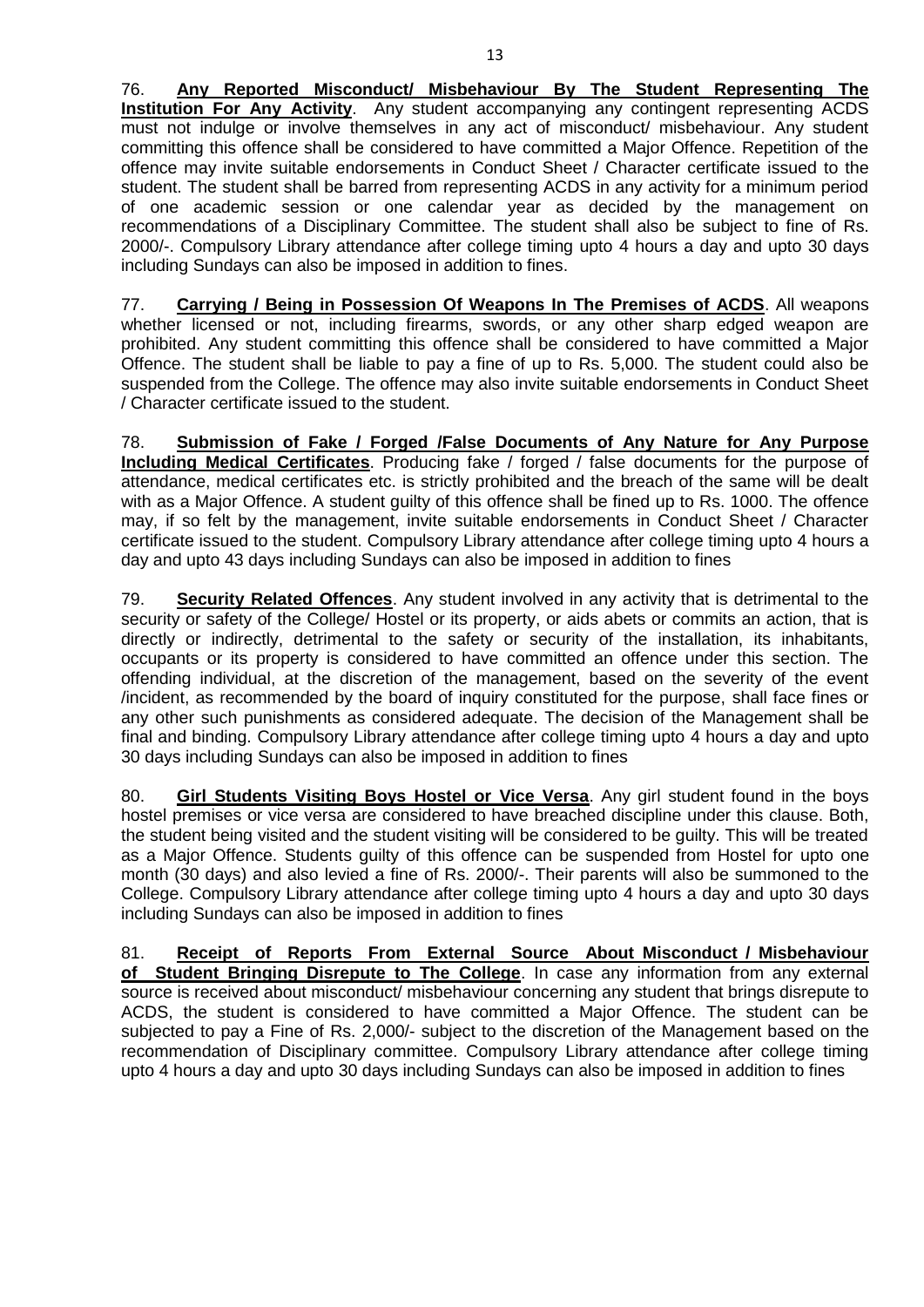76. **<u>Any Reported Misconduct/ Misbehaviour By The Student Representing The Institution For Any Activity</u>**. Any student accompanying any contingent representing ACDS must not indulge or involve themselves in any act of misconduct/ misbehaviour. Any student committing this offence shall be considered to have committed a Major Offence. Repetition of the offence may invite suitable endorsements in Conduct Sheet / Character certificate issued to the student. The student shall be barred from representing ACDS in any activity for a minimum period of one academic session or one calendar year as decided by the management on recommendations of a Disciplinary Committee. The student shall also be subject to fine of Rs. 2000/-. Compulsory Library attendance after college timing upto 4 hours a day and upto 30 days including Sundays can also be imposed in addition to fines.

77. **<u>Carrying / Being in Possession Of Weapons In The Premises of ACDS</u>**. All weapons whether licensed or not, including firearms, swords, or any other sharp edged weapon are prohibited. Any student committing this offence shall be considered to have committed a Major Offence. The student shall be liable to pay a fine of up to Rs. 5,000. The student could also be suspended from the College. The offence may also invite suitable endorsements in Conduct Sheet / Character certificate issued to the student.

78. **<u>Submission of Fake / Forged /False Documents of Any Nature for Any Purpose Including Medical Certificates</u>**. Producing fake / forged / false documents for the purpose of attendance, medical certificates etc. is strictly prohibited and the breach of the same will be dealt with as a Major Offence. A student guilty of this offence shall be fined up to Rs. 1000. The offence may, if so felt by the management, invite suitable endorsements in Conduct Sheet / Character certificate issued to the student. Compulsory Library attendance after college timing upto 4 hours a day and upto 43 days including Sundays can also be imposed in addition to fines

79. **<u>Security Related Offences</u>**. Any student involved in any activity that is detrimental to the security or safety of the College/ Hostel or its property, or aids abets or commits an action, that is directly or indirectly, detrimental to the safety or security of the installation, its inhabitants, occupants or its property is considered to have committed an offence under this section. The offending individual, at the discretion of the management, based on the severity of the event /incident, as recommended by the board of inquiry constituted for the purpose, shall face fines or any other such punishments as considered adequate. The decision of the Management shall be final and binding. Compulsory Library attendance after college timing upto 4 hours a day and upto 30 days including Sundays can also be imposed in addition to fines

80. **<u>Girl Students Visiting Boys Hostel or Vice Versa</u>**. Any girl student found in the boys hostel premises or vice versa are considered to have breached discipline under this clause. Both, the student being visited and the student visiting will be considered to be guilty. This will be treated as a Major Offence. Students guilty of this offence can be suspended from Hostel for upto one month (30 days) and also levied a fine of Rs. 2000/-. Their parents will also be summoned to the College. Compulsory Library attendance after college timing upto 4 hours a day and upto 30 days including Sundays can also be imposed in addition to fines

81. **<u>Receipt of Reports From External Source About Misconduct / Misbehaviour of Student Bringing Disrepute to The College</u>**. In case any information from any external source is received about misconduct/ misbehaviour concerning any student that brings disrepute to ACDS, the student is considered to have committed a Major Offence. The student can be subjected to pay a Fine of Rs. 2,000/- subject to the discretion of the Management based on the recommendation of Disciplinary committee. Compulsory Library attendance after college timing upto 4 hours a day and upto 30 days including Sundays can also be imposed in addition to fines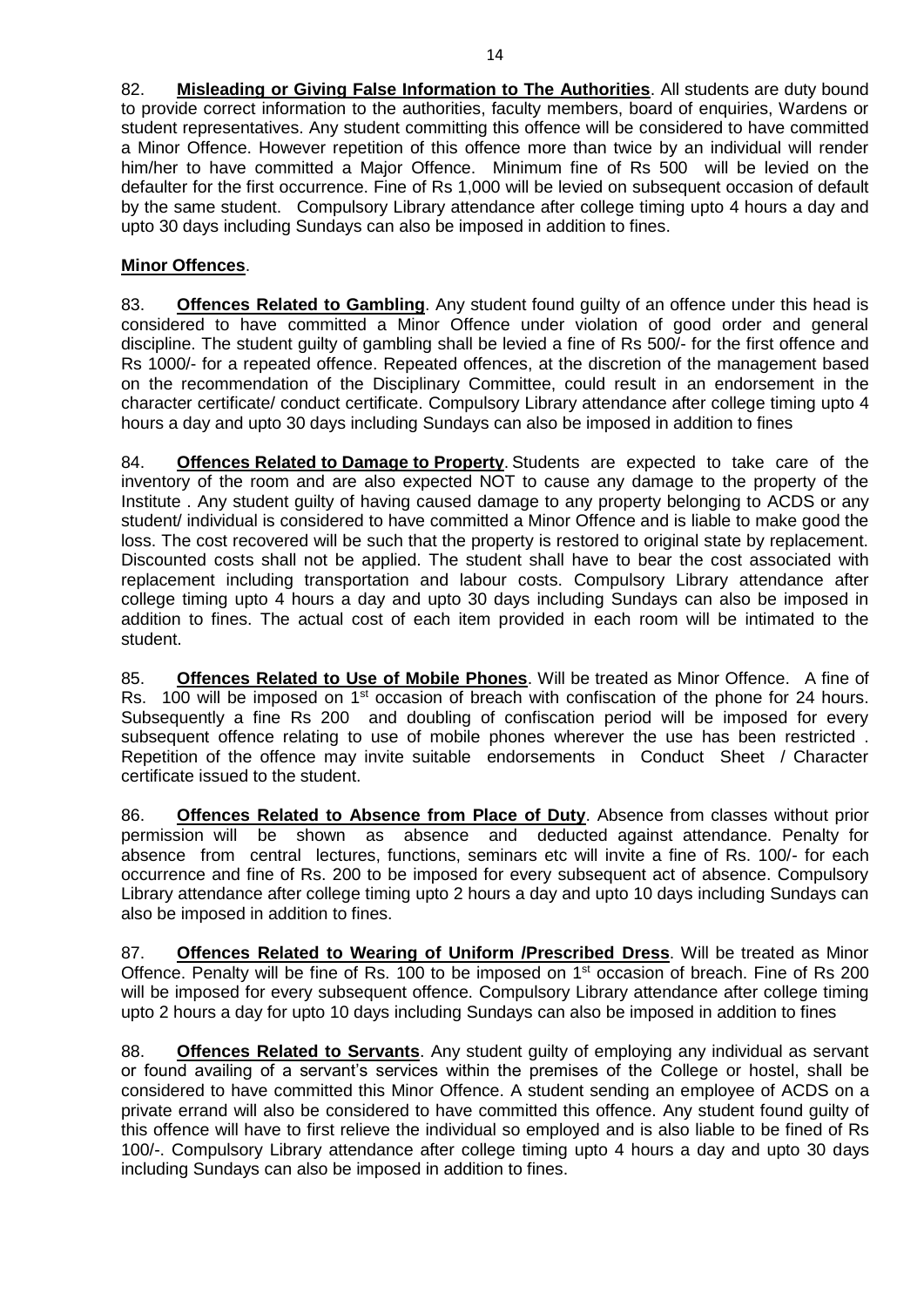82. **Misleading or Giving False Information to The Authorities**. All students are duty bound to provide correct information to the authorities, faculty members, board of enquiries, Wardens or student representatives. Any student committing this offence will be considered to have committed a Minor Offence. However repetition of this offence more than twice by an individual will render him/her to have committed a Major Offence. Minimum fine of Rs 500 will be levied on the defaulter for the first occurrence. Fine of Rs 1,000 will be levied on subsequent occasion of default by the same student. Compulsory Library attendance after college timing upto 4 hours a day and upto 30 days including Sundays can also be imposed in addition to fines.

**Minor Offences**.

83. **Offences Related to Gambling**. Any student found guilty of an offence under this head is considered to have committed a Minor Offence under violation of good order and general discipline. The student guilty of gambling shall be levied a fine of Rs 500/- for the first offence and Rs 1000/- for a repeated offence. Repeated offences, at the discretion of the management based on the recommendation of the Disciplinary Committee, could result in an endorsement in the character certificate/ conduct certificate. Compulsory Library attendance after college timing upto 4 hours a day and upto 30 days including Sundays can also be imposed in addition to fines

84. **Offences Related to Damage to Property**. Students are expected to take care of the inventory of the room and are also expected NOT to cause any damage to the property of the Institute . Any student guilty of having caused damage to any property belonging to ACDS or any student/ individual is considered to have committed a Minor Offence and is liable to make good the loss. The cost recovered will be such that the property is restored to original state by replacement. Discounted costs shall not be applied. The student shall have to bear the cost associated with replacement including transportation and labour costs. Compulsory Library attendance after college timing upto 4 hours a day and upto 30 days including Sundays can also be imposed in addition to fines. The actual cost of each item provided in each room will be intimated to the student.

85. **Offences Related to Use of Mobile Phones**. Will be treated as Minor Offence. A fine of Rs. 100 will be imposed on 1st occasion of breach with confiscation of the phone for 24 hours. Subsequently a fine Rs 200 and doubling of confiscation period will be imposed for every subsequent offence relating to use of mobile phones wherever the use has been restricted . Repetition of the offence may invite suitable endorsements in Conduct Sheet / Character certificate issued to the student.

86. **Offences Related to Absence from Place of Duty**. Absence from classes without prior permission will be shown as absence and deducted against attendance. Penalty for absence from central lectures, functions, seminars etc will invite a fine of Rs. 100/- for each occurrence and fine of Rs. 200 to be imposed for every subsequent act of absence. Compulsory Library attendance after college timing upto 2 hours a day and upto 10 days including Sundays can also be imposed in addition to fines.

87. **Offences Related to Wearing of Uniform /Prescribed Dress**. Will be treated as Minor Offence. Penalty will be fine of Rs. 100 to be imposed on 1st occasion of breach. Fine of Rs 200 will be imposed for every subsequent offence. Compulsory Library attendance after college timing upto 2 hours a day for upto 10 days including Sundays can also be imposed in addition to fines

88. **Offences Related to Servants**. Any student guilty of employing any individual as servant or found availing of a servant's services within the premises of the College or hostel, shall be considered to have committed this Minor Offence. A student sending an employee of ACDS on a private errand will also be considered to have committed this offence. Any student found guilty of this offence will have to first relieve the individual so employed and is also liable to be fined of Rs 100/-. Compulsory Library attendance after college timing upto 4 hours a day and upto 30 days including Sundays can also be imposed in addition to fines.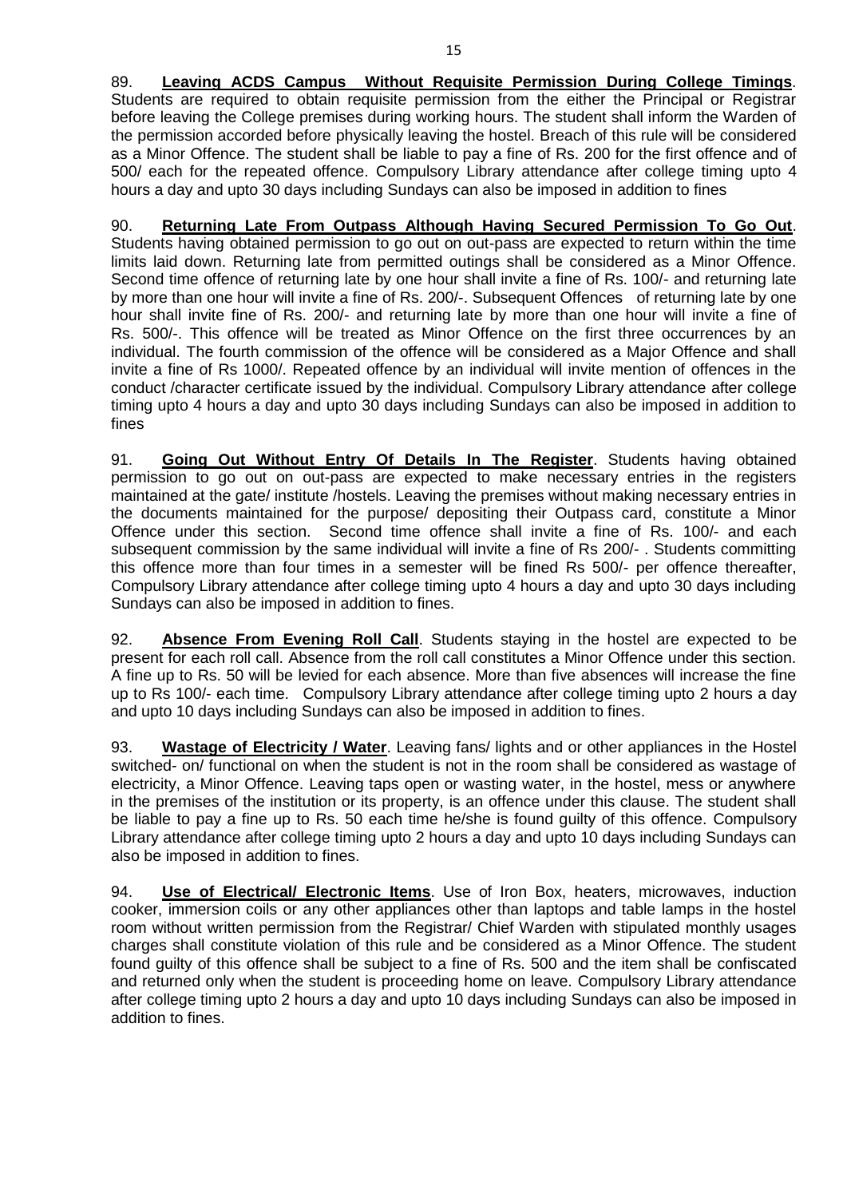89. **Leaving ACDS Campus Without Requisite Permission During College Timings**. Students are required to obtain requisite permission from the either the Principal or Registrar before leaving the College premises during working hours. The student shall inform the Warden of the permission accorded before physically leaving the hostel. Breach of this rule will be considered as a Minor Offence. The student shall be liable to pay a fine of Rs. 200 for the first offence and of 500/ each for the repeated offence. Compulsory Library attendance after college timing upto 4 hours a day and upto 30 days including Sundays can also be imposed in addition to fines

90. **Returning Late From Outpass Although Having Secured Permission To Go Out**. Students having obtained permission to go out on out-pass are expected to return within the time limits laid down. Returning late from permitted outings shall be considered as a Minor Offence. Second time offence of returning late by one hour shall invite a fine of Rs. 100/- and returning late by more than one hour will invite a fine of Rs. 200/-. Subsequent Offences of returning late by one hour shall invite fine of Rs. 200/- and returning late by more than one hour will invite a fine of Rs. 500/-. This offence will be treated as Minor Offence on the first three occurrences by an individual. The fourth commission of the offence will be considered as a Major Offence and shall invite a fine of Rs 1000/. Repeated offence by an individual will invite mention of offences in the conduct /character certificate issued by the individual. Compulsory Library attendance after college timing upto 4 hours a day and upto 30 days including Sundays can also be imposed in addition to fines

91. **Going Out Without Entry Of Details In The Register**. Students having obtained permission to go out on out-pass are expected to make necessary entries in the registers maintained at the gate/ institute /hostels. Leaving the premises without making necessary entries in the documents maintained for the purpose/ depositing their Outpass card, constitute a Minor Offence under this section. Second time offence shall invite a fine of Rs. 100/- and each subsequent commission by the same individual will invite a fine of Rs 200/- . Students committing this offence more than four times in a semester will be fined Rs 500/- per offence thereafter, Compulsory Library attendance after college timing upto 4 hours a day and upto 30 days including Sundays can also be imposed in addition to fines.

92. **Absence From Evening Roll Call**. Students staying in the hostel are expected to be present for each roll call. Absence from the roll call constitutes a Minor Offence under this section. A fine up to Rs. 50 will be levied for each absence. More than five absences will increase the fine up to Rs 100/- each time. Compulsory Library attendance after college timing upto 2 hours a day and upto 10 days including Sundays can also be imposed in addition to fines.

93. **Wastage of Electricity / Water**. Leaving fans/ lights and or other appliances in the Hostel switched- on/ functional on when the student is not in the room shall be considered as wastage of electricity, a Minor Offence. Leaving taps open or wasting water, in the hostel, mess or anywhere in the premises of the institution or its property, is an offence under this clause. The student shall be liable to pay a fine up to Rs. 50 each time he/she is found guilty of this offence. Compulsory Library attendance after college timing upto 2 hours a day and upto 10 days including Sundays can also be imposed in addition to fines.

94. **Use of Electrical/ Electronic Items**. Use of Iron Box, heaters, microwaves, induction cooker, immersion coils or any other appliances other than laptops and table lamps in the hostel room without written permission from the Registrar/ Chief Warden with stipulated monthly usages charges shall constitute violation of this rule and be considered as a Minor Offence. The student found guilty of this offence shall be subject to a fine of Rs. 500 and the item shall be confiscated and returned only when the student is proceeding home on leave. Compulsory Library attendance after college timing upto 2 hours a day and upto 10 days including Sundays can also be imposed in addition to fines.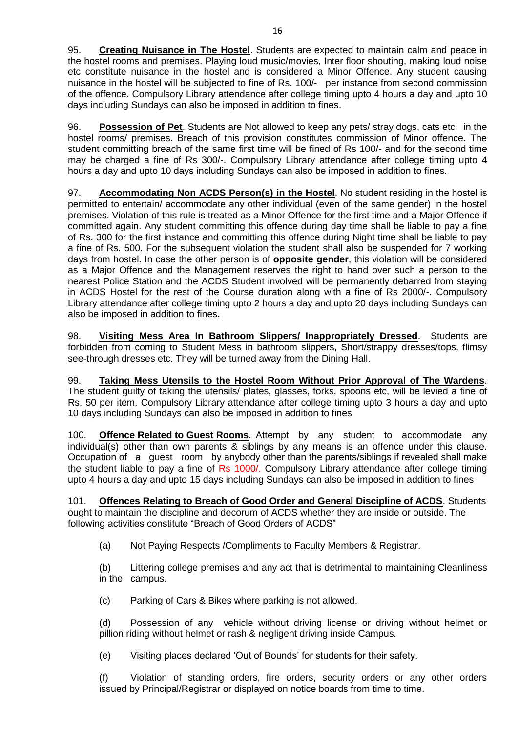95. **Creating Nuisance in The Hostel**. Students are expected to maintain calm and peace in the hostel rooms and premises. Playing loud music/movies, Inter floor shouting, making loud noise etc constitute nuisance in the hostel and is considered a Minor Offence. Any student causing nuisance in the hostel will be subjected to fine of Rs. 100/- per instance from second commission of the offence. Compulsory Library attendance after college timing upto 4 hours a day and upto 10 days including Sundays can also be imposed in addition to fines.

96. **Possession of Pet**. Students are Not allowed to keep any pets/ stray dogs, cats etc in the hostel rooms/ premises. Breach of this provision constitutes commission of Minor offence. The student committing breach of the same first time will be fined of Rs 100/- and for the second time may be charged a fine of Rs 300/-. Compulsory Library attendance after college timing upto 4 hours a day and upto 10 days including Sundays can also be imposed in addition to fines.

97. **Accommodating Non ACDS Person(s) in the Hostel**. No student residing in the hostel is permitted to entertain/ accommodate any other individual (even of the same gender) in the hostel premises. Violation of this rule is treated as a Minor Offence for the first time and a Major Offence if committed again. Any student committing this offence during day time shall be liable to pay a fine of Rs. 300 for the first instance and committing this offence during Night time shall be liable to pay a fine of Rs. 500. For the subsequent violation the student shall also be suspended for 7 working days from hostel. In case the other person is of **opposite gender**, this violation will be considered as a Major Offence and the Management reserves the right to hand over such a person to the nearest Police Station and the ACDS Student involved will be permanently debarred from staying in ACDS Hostel for the rest of the Course duration along with a fine of Rs 2000/-. Compulsory Library attendance after college timing upto 2 hours a day and upto 20 days including Sundays can also be imposed in addition to fines.

98. **Visiting Mess Area In Bathroom Slippers/ Inappropriately Dressed**. Students are forbidden from coming to Student Mess in bathroom slippers, Short/strappy dresses/tops, flimsy see-through dresses etc. They will be turned away from the Dining Hall.

99. **Taking Mess Utensils to the Hostel Room Without Prior Approval of The Wardens**. The student guilty of taking the utensils/ plates, glasses, forks, spoons etc, will be levied a fine of Rs. 50 per item. Compulsory Library attendance after college timing upto 3 hours a day and upto 10 days including Sundays can also be imposed in addition to fines

100. **Offence Related to Guest Rooms**. Attempt by any student to accommodate any individual(s) other than own parents & siblings by any means is an offence under this clause. Occupation of a guest room by anybody other than the parents/siblings if revealed shall make the student liable to pay a fine of Rs 1000/. Compulsory Library attendance after college timing upto 4 hours a day and upto 15 days including Sundays can also be imposed in addition to fines

101. **Offences Relating to Breach of Good Order and General Discipline of ACDS**. Students ought to maintain the discipline and decorum of ACDS whether they are inside or outside. The following activities constitute "Breach of Good Orders of ACDS"

(a) Not Paying Respects /Compliments to Faculty Members & Registrar.

(b) Littering college premises and any act that is detrimental to maintaining Cleanliness in the campus.

(c) Parking of Cars & Bikes where parking is not allowed.

(d) Possession of any vehicle without driving license or driving without helmet or pillion riding without helmet or rash & negligent driving inside Campus.

(e) Visiting places declared 'Out of Bounds' for students for their safety.

(f) Violation of standing orders, fire orders, security orders or any other orders issued by Principal/Registrar or displayed on notice boards from time to time.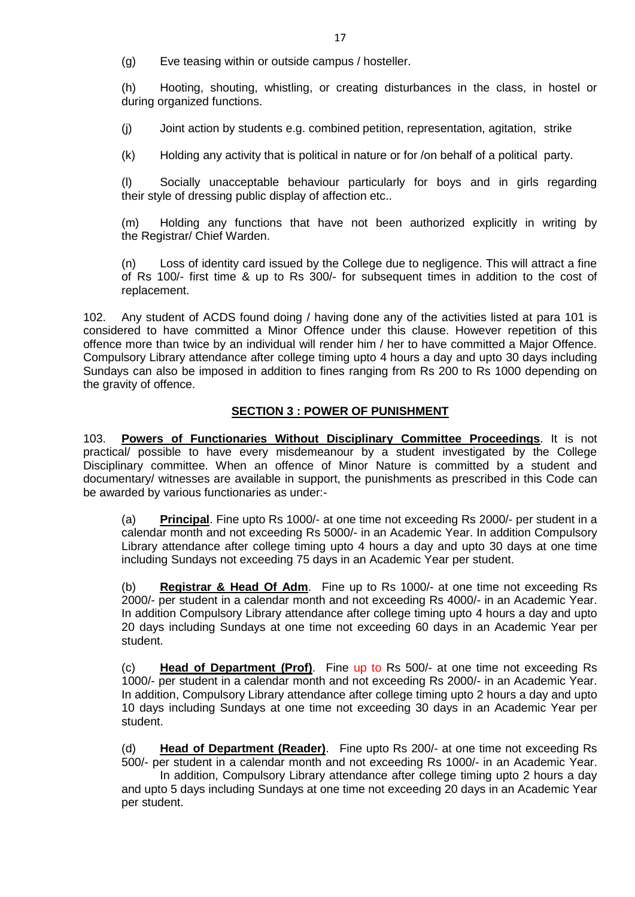(g) Eve teasing within or outside campus / hosteller.

(h) Hooting, shouting, whistling, or creating disturbances in the class, in hostel or during organized functions.

(j) Joint action by students e.g. combined petition, representation, agitation, strike

(k) Holding any activity that is political in nature or for /on behalf of a political party.

(l) Socially unacceptable behaviour particularly for boys and in girls regarding their style of dressing public display of affection etc..

(m) Holding any functions that have not been authorized explicitly in writing by the Registrar/ Chief Warden.

(n) Loss of identity card issued by the College due to negligence. This will attract a fine of Rs 100/- first time & up to Rs 300/- for subsequent times in addition to the cost of replacement.

102. Any student of ACDS found doing / having done any of the activities listed at para 101 is considered to have committed a Minor Offence under this clause. However repetition of this offence more than twice by an individual will render him / her to have committed a Major Offence. Compulsory Library attendance after college timing upto 4 hours a day and upto 30 days including Sundays can also be imposed in addition to fines ranging from Rs 200 to Rs 1000 depending on the gravity of offence.

## SECTION 3 : POWER OF PUNISHMENT

103. **Powers of Functionaries Without Disciplinary Committee Proceedings**. It is not practical/ possible to have every misdemeanour by a student investigated by the College Disciplinary committee. When an offence of Minor Nature is committed by a student and documentary/ witnesses are available in support, the punishments as prescribed in this Code can be awarded by various functionaries as under:-

(a) **Principal**. Fine upto Rs 1000/- at one time not exceeding Rs 2000/- per student in a calendar month and not exceeding Rs 5000/- in an Academic Year. In addition Compulsory Library attendance after college timing upto 4 hours a day and upto 30 days at one time including Sundays not exceeding 75 days in an Academic Year per student.

(b) **Registrar & Head Of Adm**. Fine up to Rs 1000/- at one time not exceeding Rs 2000/- per student in a calendar month and not exceeding Rs 4000/- in an Academic Year. In addition Compulsory Library attendance after college timing upto 4 hours a day and upto 20 days including Sundays at one time not exceeding 60 days in an Academic Year per student.

(c) **Head of Department (Prof)**. Fine up to Rs 500/- at one time not exceeding Rs 1000/- per student in a calendar month and not exceeding Rs 2000/- in an Academic Year. In addition, Compulsory Library attendance after college timing upto 2 hours a day and upto 10 days including Sundays at one time not exceeding 30 days in an Academic Year per student.

(d) **Head of Department (Reader)**. Fine upto Rs 200/- at one time not exceeding Rs 500/- per student in a calendar month and not exceeding Rs 1000/- in an Academic Year. In addition, Compulsory Library attendance after college timing upto 2 hours a day and upto 5 days including Sundays at one time not exceeding 20 days in an Academic Year per student.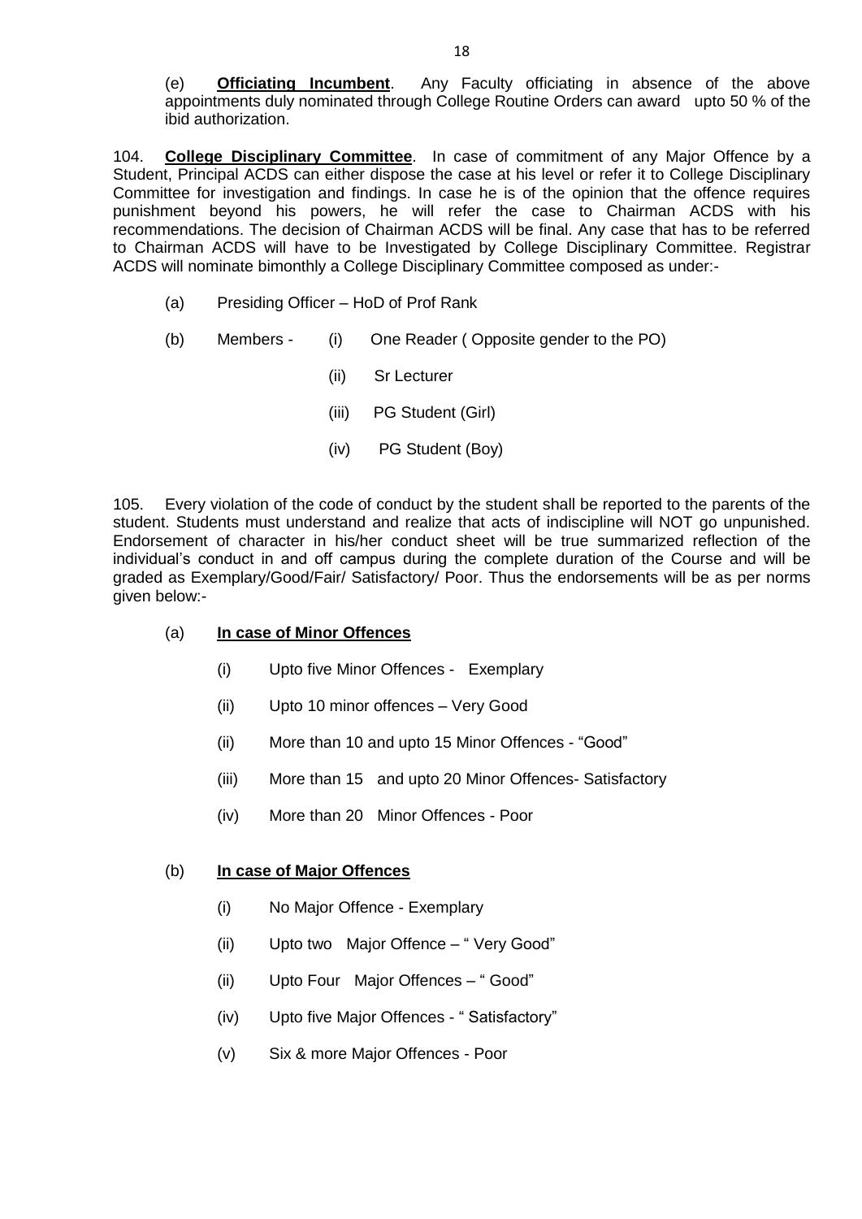(e) **Officiating Incumbent**. Any Faculty officiating in absence of the above appointments duly nominated through College Routine Orders can award upto 50 % of the ibid authorization.

104. **College Disciplinary Committee**. In case of commitment of any Major Offence by a Student, Principal ACDS can either dispose the case at his level or refer it to College Disciplinary Committee for investigation and findings. In case he is of the opinion that the offence requires punishment beyond his powers, he will refer the case to Chairman ACDS with his recommendations. The decision of Chairman ACDS will be final. Any case that has to be referred to Chairman ACDS will have to be Investigated by College Disciplinary Committee. Registrar ACDS will nominate bimonthly a College Disciplinary Committee composed as under:-

(a) Presiding Officer – HoD of Prof Rank

(b) Members -
   (i) One Reader ( Opposite gender to the PO)
   (ii) Sr Lecturer
   (iii) PG Student (Girl)
   (iv) PG Student (Boy)

105. Every violation of the code of conduct by the student shall be reported to the parents of the student. Students must understand and realize that acts of indiscipline will NOT go unpunished. Endorsement of character in his/her conduct sheet will be true summarized reflection of the individual's conduct in and off campus during the complete duration of the Course and will be graded as Exemplary/Good/Fair/ Satisfactory/ Poor. Thus the endorsements will be as per norms given below:-

(a) **In case of Minor Offences**

   (i) Upto five Minor Offences - Exemplary
   (ii) Upto 10 minor offences – Very Good
   (ii) More than 10 and upto 15 Minor Offences - "Good"
   (iii) More than 15 and upto 20 Minor Offences- Satisfactory
   (iv) More than 20 Minor Offences - Poor

(b) **In case of Major Offences**

   (i) No Major Offence - Exemplary
   (ii) Upto two Major Offence – " Very Good"
   (ii) Upto Four Major Offences – " Good"
   (iv) Upto five Major Offences - " Satisfactory"
   (v) Six & more Major Offences - Poor